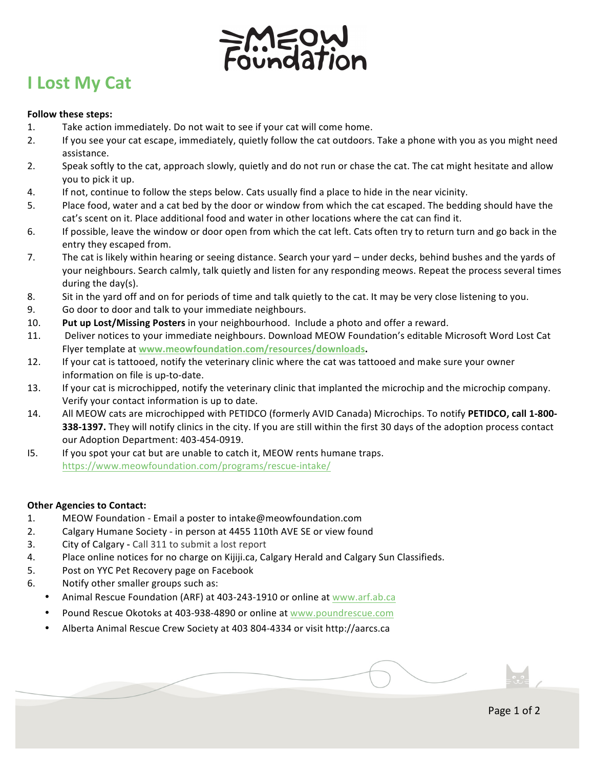# I Lost My Cat

**Follow these steps:**

1. Take action immediately. Do not wait to see if your cat will come home.
2. If you see your cat escape, immediately, quietly follow the cat outdoors. Take a phone with you as you might need assistance.
2. Speak softly to the cat, approach slowly, quietly and do not run or chase the cat. The cat might hesitate and allow you to pick it up.
4. If not, continue to follow the steps below. Cats usually find a place to hide in the near vicinity.
5. Place food, water and a cat bed by the door or window from which the cat escaped. The bedding should have the cat's scent on it. Place additional food and water in other locations where the cat can find it.
6. If possible, leave the window or door open from which the cat left. Cats often try to return turn and go back in the entry they escaped from.
7. The cat is likely within hearing or seeing distance. Search your yard – under decks, behind bushes and the yards of your neighbours. Search calmly, talk quietly and listen for any responding meows. Repeat the process several times during the day(s).
8. Sit in the yard off and on for periods of time and talk quietly to the cat. It may be very close listening to you.
9. Go door to door and talk to your immediate neighbours.
10. **Put up Lost/Missing Posters** in your neighbourhood. Include a photo and offer a reward.
11. Deliver notices to your immediate neighbours. Download MEOW Foundation's editable Microsoft Word Lost Cat Flyer template at **www.meowfoundation.com/resources/downloads.**
12. If your cat is tattooed, notify the veterinary clinic where the cat was tattooed and make sure your owner information on file is up-to-date.
13. If your cat is microchipped, notify the veterinary clinic that implanted the microchip and the microchip company. Verify your contact information is up to date.
14. All MEOW cats are microchipped with PETIDCO (formerly AVID Canada) Microchips. To notify **PETIDCO, call 1-800-338-1397.** They will notify clinics in the city. If you are still within the first 30 days of the adoption process contact our Adoption Department: 403-454-0919.
15. If you spot your cat but are unable to catch it, MEOW rents humane traps. https://www.meowfoundation.com/programs/rescue-intake/

**Other Agencies to Contact:**

1. MEOW Foundation - Email a poster to intake@meowfoundation.com
2. Calgary Humane Society - in person at 4455 110th AVE SE or view found
3. City of Calgary - Call 311 to submit a lost report
4. Place online notices for no charge on Kijiji.ca, Calgary Herald and Calgary Sun Classifieds.
5. Post on YYC Pet Recovery page on Facebook
6. Notify other smaller groups such as:
   - Animal Rescue Foundation (ARF) at 403-243-1910 or online at www.arf.ab.ca
   - Pound Rescue Okotoks at 403-938-4890 or online at www.poundrescue.com
   - Alberta Animal Rescue Crew Society at 403 804-4334 or visit http://aarcs.ca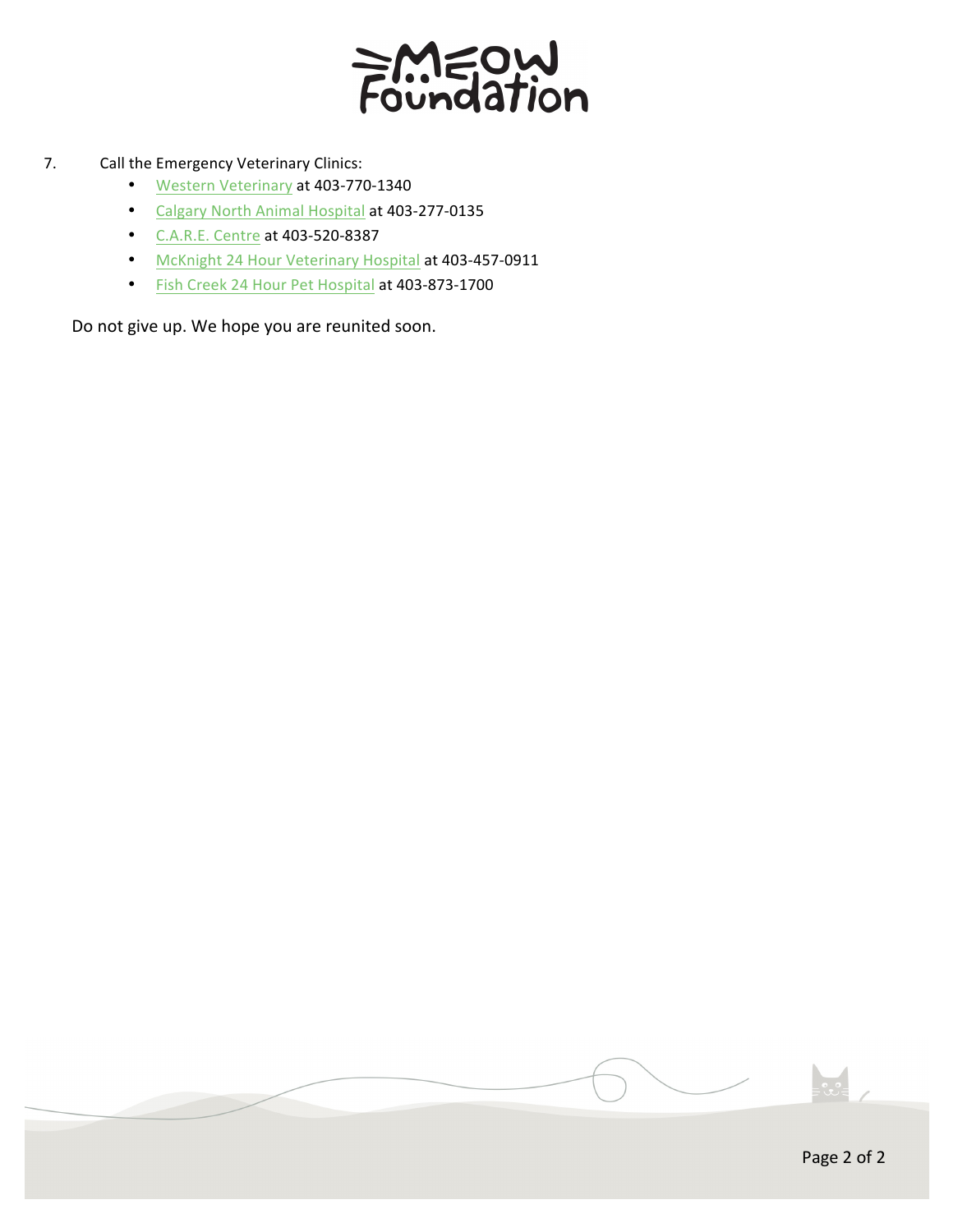7. Call the Emergency Veterinary Clinics:
   - Western Veterinary at 403-770-1340
   - Calgary North Animal Hospital at 403-277-0135
   - C.A.R.E. Centre at 403-520-8387
   - McKnight 24 Hour Veterinary Hospital at 403-457-0911
   - Fish Creek 24 Hour Pet Hospital at 403-873-1700

Do not give up. We hope you are reunited soon.